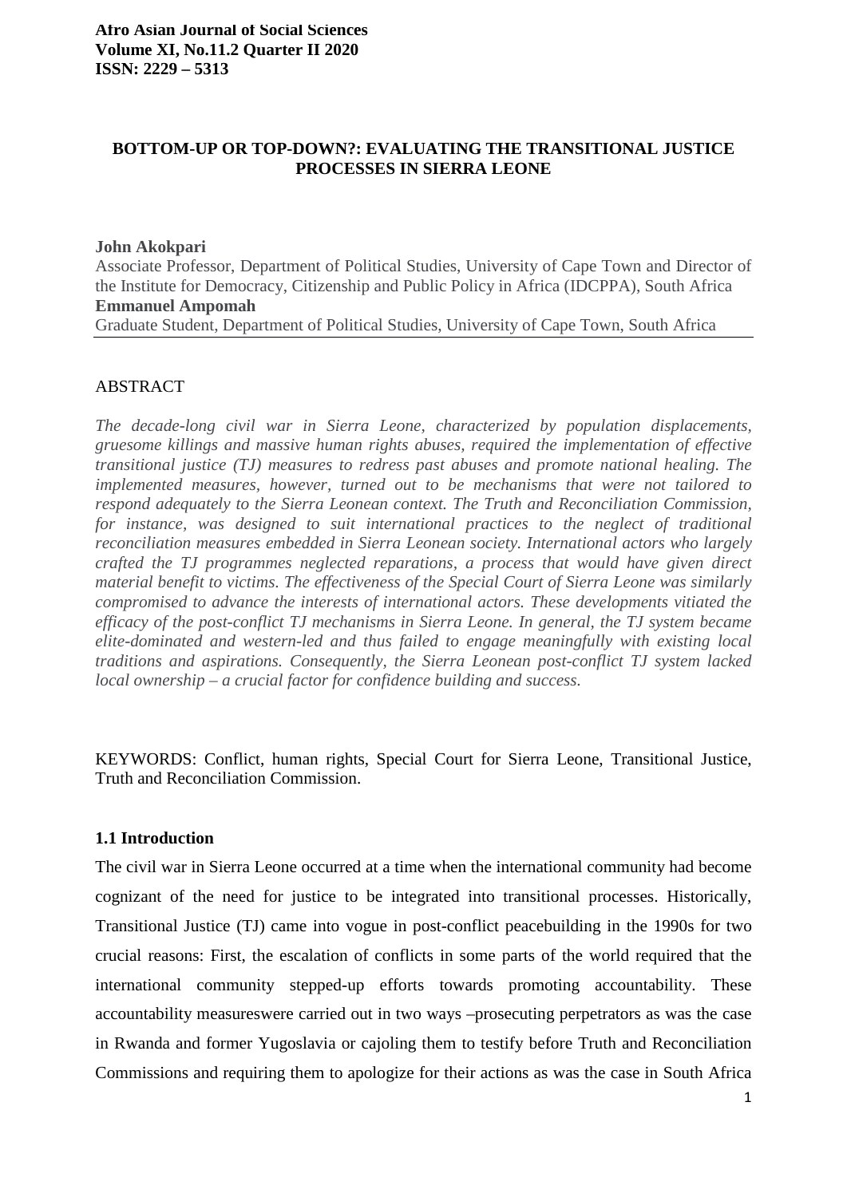**Afro Asian Journal of Social Sciences**
**Volume XI, No.11.2 Quarter II 2020**
**ISSN: 2229 – 5313**

# BOTTOM-UP OR TOP-DOWN?: EVALUATING THE TRANSITIONAL JUSTICE PROCESSES IN SIERRA LEONE

**John Akokpari**
Associate Professor, Department of Political Studies, University of Cape Town and Director of the Institute for Democracy, Citizenship and Public Policy in Africa (IDCPPA), South Africa

**Emmanuel Ampomah**
Graduate Student, Department of Political Studies, University of Cape Town, South Africa

ABSTRACT

*The decade-long civil war in Sierra Leone, characterized by population displacements, gruesome killings and massive human rights abuses, required the implementation of effective transitional justice (TJ) measures to redress past abuses and promote national healing. The implemented measures, however, turned out to be mechanisms that were not tailored to respond adequately to the Sierra Leonean context. The Truth and Reconciliation Commission, for instance, was designed to suit international practices to the neglect of traditional reconciliation measures embedded in Sierra Leonean society. International actors who largely crafted the TJ programmes neglected reparations, a process that would have given direct material benefit to victims. The effectiveness of the Special Court of Sierra Leone was similarly compromised to advance the interests of international actors. These developments vitiated the efficacy of the post-conflict TJ mechanisms in Sierra Leone. In general, the TJ system became elite-dominated and western-led and thus failed to engage meaningfully with existing local traditions and aspirations. Consequently, the Sierra Leonean post-conflict TJ system lacked local ownership – a crucial factor for confidence building and success.*

KEYWORDS: Conflict, human rights, Special Court for Sierra Leone, Transitional Justice, Truth and Reconciliation Commission.

## 1.1 Introduction

The civil war in Sierra Leone occurred at a time when the international community had become cognizant of the need for justice to be integrated into transitional processes. Historically, Transitional Justice (TJ) came into vogue in post-conflict peacebuilding in the 1990s for two crucial reasons: First, the escalation of conflicts in some parts of the world required that the international community stepped-up efforts towards promoting accountability. These accountability measureswere carried out in two ways –prosecuting perpetrators as was the case in Rwanda and former Yugoslavia or cajoling them to testify before Truth and Reconciliation Commissions and requiring them to apologize for their actions as was the case in South Africa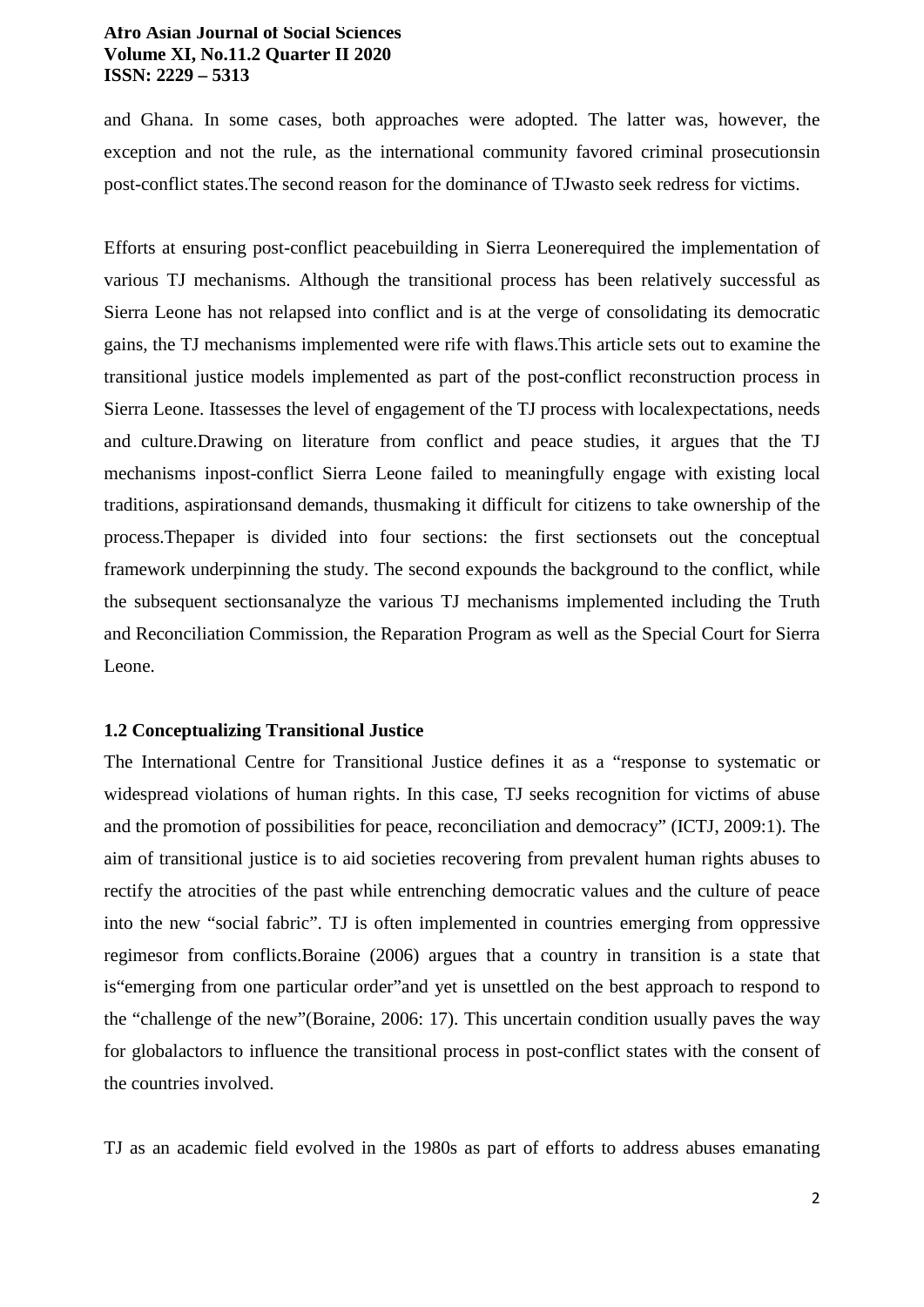and Ghana. In some cases, both approaches were adopted. The latter was, however, the exception and not the rule, as the international community favored criminal prosecutionsin post-conflict states.The second reason for the dominance of TJwasto seek redress for victims.

Efforts at ensuring post-conflict peacebuilding in Sierra Leonerequired the implementation of various TJ mechanisms. Although the transitional process has been relatively successful as Sierra Leone has not relapsed into conflict and is at the verge of consolidating its democratic gains, the TJ mechanisms implemented were rife with flaws.This article sets out to examine the transitional justice models implemented as part of the post-conflict reconstruction process in Sierra Leone. Itassesses the level of engagement of the TJ process with localexpectations, needs and culture.Drawing on literature from conflict and peace studies, it argues that the TJ mechanisms inpost-conflict Sierra Leone failed to meaningfully engage with existing local traditions, aspirationsand demands, thusmaking it difficult for citizens to take ownership of the process.Thepaper is divided into four sections: the first sectionsets out the conceptual framework underpinning the study. The second expounds the background to the conflict, while the subsequent sectionsanalyze the various TJ mechanisms implemented including the Truth and Reconciliation Commission, the Reparation Program as well as the Special Court for Sierra Leone.

### 1.2 Conceptualizing Transitional Justice

The International Centre for Transitional Justice defines it as a "response to systematic or widespread violations of human rights. In this case, TJ seeks recognition for victims of abuse and the promotion of possibilities for peace, reconciliation and democracy" (ICTJ, 2009:1). The aim of transitional justice is to aid societies recovering from prevalent human rights abuses to rectify the atrocities of the past while entrenching democratic values and the culture of peace into the new "social fabric". TJ is often implemented in countries emerging from oppressive regimesor from conflicts.Boraine (2006) argues that a country in transition is a state that is"emerging from one particular order"and yet is unsettled on the best approach to respond to the "challenge of the new"(Boraine, 2006: 17). This uncertain condition usually paves the way for globalactors to influence the transitional process in post-conflict states with the consent of the countries involved.

TJ as an academic field evolved in the 1980s as part of efforts to address abuses emanating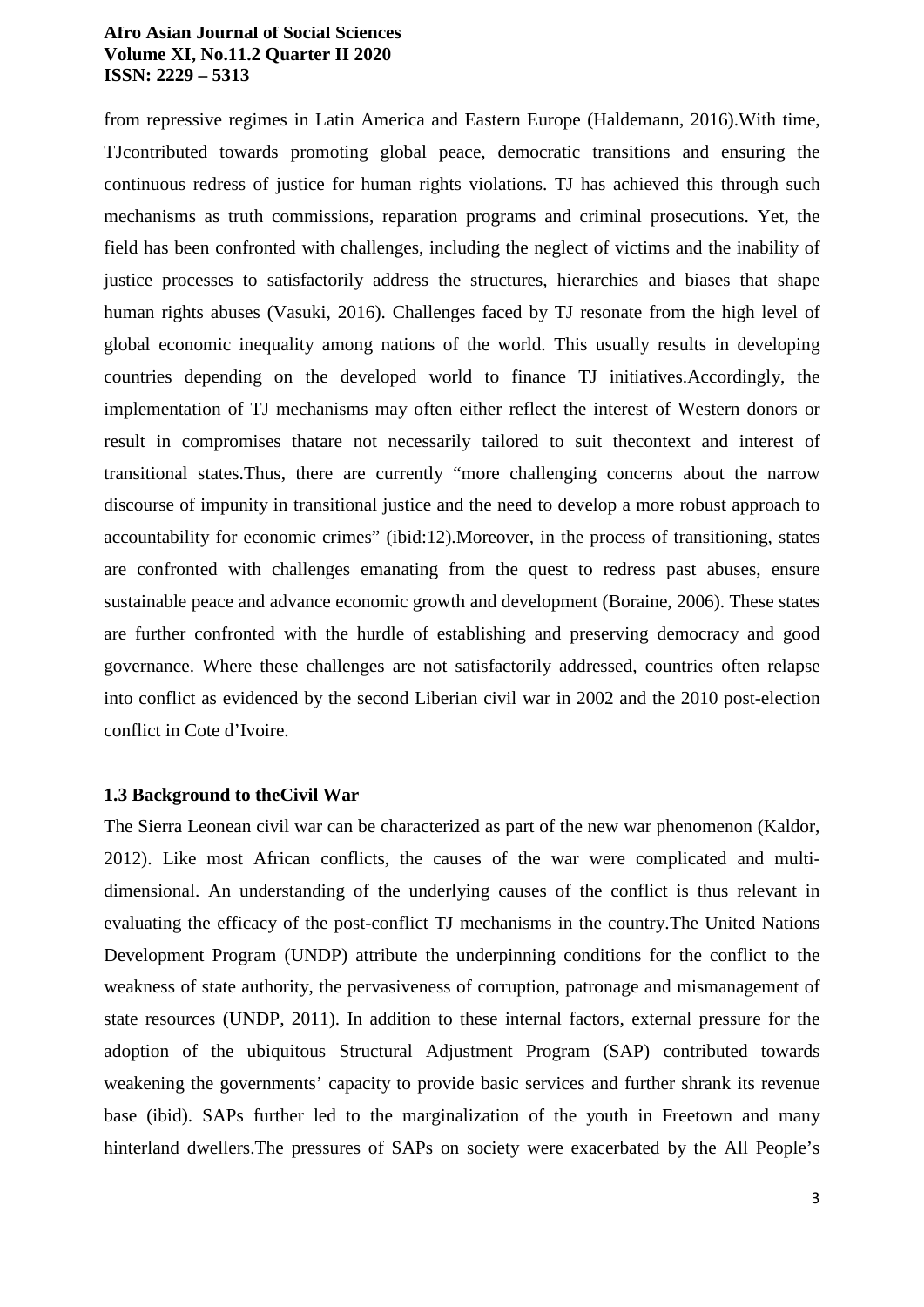from repressive regimes in Latin America and Eastern Europe (Haldemann, 2016).With time, TJcontributed towards promoting global peace, democratic transitions and ensuring the continuous redress of justice for human rights violations. TJ has achieved this through such mechanisms as truth commissions, reparation programs and criminal prosecutions. Yet, the field has been confronted with challenges, including the neglect of victims and the inability of justice processes to satisfactorily address the structures, hierarchies and biases that shape human rights abuses (Vasuki, 2016). Challenges faced by TJ resonate from the high level of global economic inequality among nations of the world. This usually results in developing countries depending on the developed world to finance TJ initiatives.Accordingly, the implementation of TJ mechanisms may often either reflect the interest of Western donors or result in compromises thatare not necessarily tailored to suit thecontext and interest of transitional states.Thus, there are currently "more challenging concerns about the narrow discourse of impunity in transitional justice and the need to develop a more robust approach to accountability for economic crimes" (ibid:12).Moreover, in the process of transitioning, states are confronted with challenges emanating from the quest to redress past abuses, ensure sustainable peace and advance economic growth and development (Boraine, 2006). These states are further confronted with the hurdle of establishing and preserving democracy and good governance. Where these challenges are not satisfactorily addressed, countries often relapse into conflict as evidenced by the second Liberian civil war in 2002 and the 2010 post-election conflict in Cote d'Ivoire.

### 1.3 Background to theCivil War

The Sierra Leonean civil war can be characterized as part of the new war phenomenon (Kaldor, 2012). Like most African conflicts, the causes of the war were complicated and multi-dimensional. An understanding of the underlying causes of the conflict is thus relevant in evaluating the efficacy of the post-conflict TJ mechanisms in the country.The United Nations Development Program (UNDP) attribute the underpinning conditions for the conflict to the weakness of state authority, the pervasiveness of corruption, patronage and mismanagement of state resources (UNDP, 2011). In addition to these internal factors, external pressure for the adoption of the ubiquitous Structural Adjustment Program (SAP) contributed towards weakening the governments' capacity to provide basic services and further shrank its revenue base (ibid). SAPs further led to the marginalization of the youth in Freetown and many hinterland dwellers.The pressures of SAPs on society were exacerbated by the All People's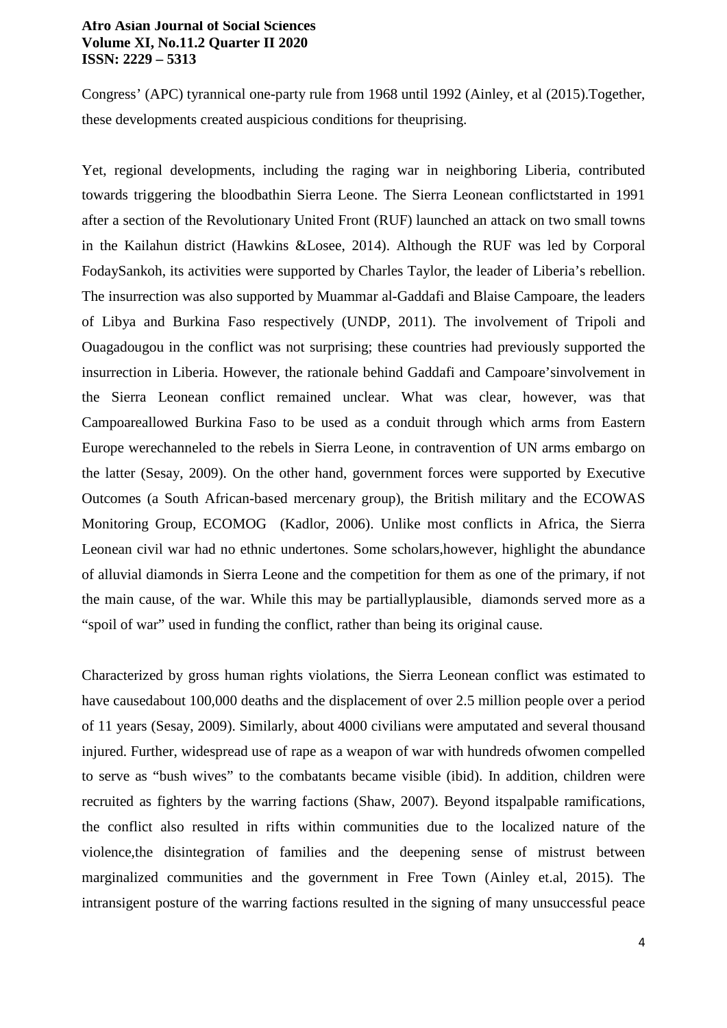Congress' (APC) tyrannical one-party rule from 1968 until 1992 (Ainley, et al (2015).Together, these developments created auspicious conditions for theuprising.

Yet, regional developments, including the raging war in neighboring Liberia, contributed towards triggering the bloodbathin Sierra Leone. The Sierra Leonean conflictstarted in 1991 after a section of the Revolutionary United Front (RUF) launched an attack on two small towns in the Kailahun district (Hawkins &Losee, 2014). Although the RUF was led by Corporal FodaySankoh, its activities were supported by Charles Taylor, the leader of Liberia's rebellion. The insurrection was also supported by Muammar al-Gaddafi and Blaise Campoare, the leaders of Libya and Burkina Faso respectively (UNDP, 2011). The involvement of Tripoli and Ouagadougou in the conflict was not surprising; these countries had previously supported the insurrection in Liberia. However, the rationale behind Gaddafi and Campoare'sinvolvement in the Sierra Leonean conflict remained unclear. What was clear, however, was that Campoareallowed Burkina Faso to be used as a conduit through which arms from Eastern Europe werechanneled to the rebels in Sierra Leone, in contravention of UN arms embargo on the latter (Sesay, 2009). On the other hand, government forces were supported by Executive Outcomes (a South African-based mercenary group), the British military and the ECOWAS Monitoring Group, ECOMOG (Kadlor, 2006). Unlike most conflicts in Africa, the Sierra Leonean civil war had no ethnic undertones. Some scholars,however, highlight the abundance of alluvial diamonds in Sierra Leone and the competition for them as one of the primary, if not the main cause, of the war. While this may be partiallyplausible, diamonds served more as a "spoil of war" used in funding the conflict, rather than being its original cause.

Characterized by gross human rights violations, the Sierra Leonean conflict was estimated to have causedabout 100,000 deaths and the displacement of over 2.5 million people over a period of 11 years (Sesay, 2009). Similarly, about 4000 civilians were amputated and several thousand injured. Further, widespread use of rape as a weapon of war with hundreds ofwomen compelled to serve as "bush wives" to the combatants became visible (ibid). In addition, children were recruited as fighters by the warring factions (Shaw, 2007). Beyond itspalpable ramifications, the conflict also resulted in rifts within communities due to the localized nature of the violence,the disintegration of families and the deepening sense of mistrust between marginalized communities and the government in Free Town (Ainley et.al, 2015). The intransigent posture of the warring factions resulted in the signing of many unsuccessful peace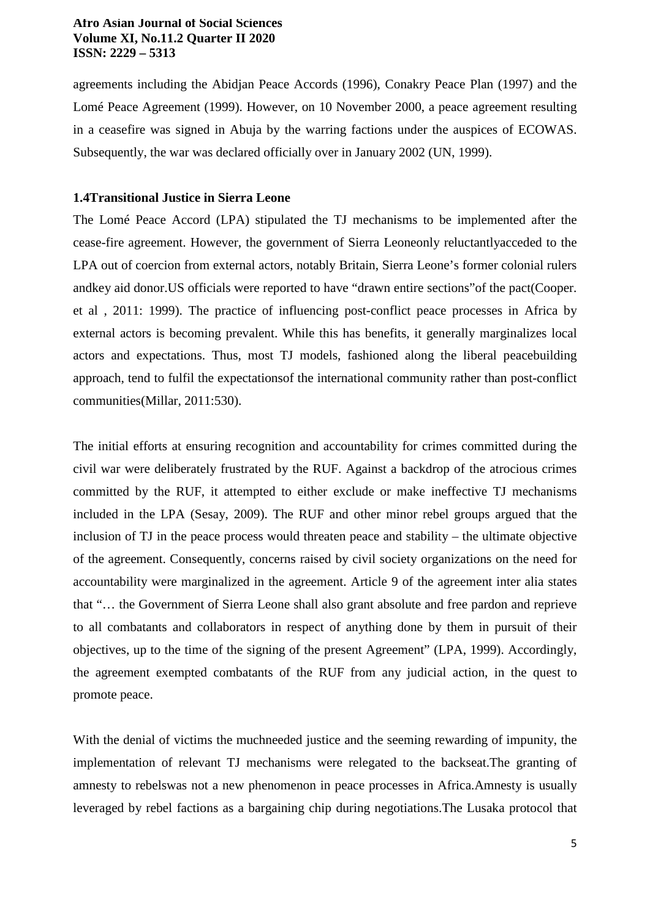agreements including the Abidjan Peace Accords (1996), Conakry Peace Plan (1997) and the Lomé Peace Agreement (1999). However, on 10 November 2000, a peace agreement resulting in a ceasefire was signed in Abuja by the warring factions under the auspices of ECOWAS. Subsequently, the war was declared officially over in January 2002 (UN, 1999).

### 1.4Transitional Justice in Sierra Leone

The Lomé Peace Accord (LPA) stipulated the TJ mechanisms to be implemented after the cease-fire agreement. However, the government of Sierra Leoneonly reluctantlyacceded to the LPA out of coercion from external actors, notably Britain, Sierra Leone's former colonial rulers andkey aid donor.US officials were reported to have "drawn entire sections"of the pact(Cooper. et al , 2011: 1999). The practice of influencing post-conflict peace processes in Africa by external actors is becoming prevalent. While this has benefits, it generally marginalizes local actors and expectations. Thus, most TJ models, fashioned along the liberal peacebuilding approach, tend to fulfil the expectationsof the international community rather than post-conflict communities(Millar, 2011:530).

The initial efforts at ensuring recognition and accountability for crimes committed during the civil war were deliberately frustrated by the RUF. Against a backdrop of the atrocious crimes committed by the RUF, it attempted to either exclude or make ineffective TJ mechanisms included in the LPA (Sesay, 2009). The RUF and other minor rebel groups argued that the inclusion of TJ in the peace process would threaten peace and stability – the ultimate objective of the agreement. Consequently, concerns raised by civil society organizations on the need for accountability were marginalized in the agreement. Article 9 of the agreement inter alia states that "… the Government of Sierra Leone shall also grant absolute and free pardon and reprieve to all combatants and collaborators in respect of anything done by them in pursuit of their objectives, up to the time of the signing of the present Agreement" (LPA, 1999). Accordingly, the agreement exempted combatants of the RUF from any judicial action, in the quest to promote peace.

With the denial of victims the muchneeded justice and the seeming rewarding of impunity, the implementation of relevant TJ mechanisms were relegated to the backseat.The granting of amnesty to rebelswas not a new phenomenon in peace processes in Africa.Amnesty is usually leveraged by rebel factions as a bargaining chip during negotiations.The Lusaka protocol that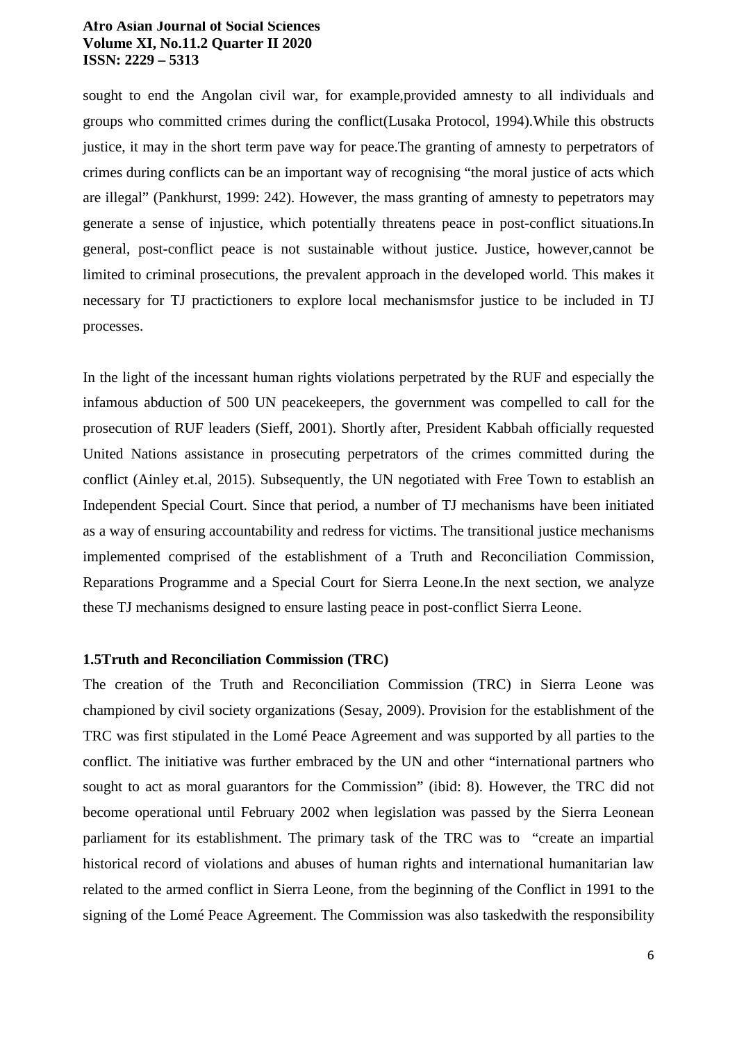sought to end the Angolan civil war, for example,provided amnesty to all individuals and groups who committed crimes during the conflict(Lusaka Protocol, 1994).While this obstructs justice, it may in the short term pave way for peace.The granting of amnesty to perpetrators of crimes during conflicts can be an important way of recognising "the moral justice of acts which are illegal" (Pankhurst, 1999: 242). However, the mass granting of amnesty to pepetrators may generate a sense of injustice, which potentially threatens peace in post-conflict situations.In general, post-conflict peace is not sustainable without justice. Justice, however,cannot be limited to criminal prosecutions, the prevalent approach in the developed world. This makes it necessary for TJ practictioners to explore local mechanismsfor justice to be included in TJ processes.

In the light of the incessant human rights violations perpetrated by the RUF and especially the infamous abduction of 500 UN peacekeepers, the government was compelled to call for the prosecution of RUF leaders (Sieff, 2001). Shortly after, President Kabbah officially requested United Nations assistance in prosecuting perpetrators of the crimes committed during the conflict (Ainley et.al, 2015). Subsequently, the UN negotiated with Free Town to establish an Independent Special Court. Since that period, a number of TJ mechanisms have been initiated as a way of ensuring accountability and redress for victims. The transitional justice mechanisms implemented comprised of the establishment of a Truth and Reconciliation Commission, Reparations Programme and a Special Court for Sierra Leone.In the next section, we analyze these TJ mechanisms designed to ensure lasting peace in post-conflict Sierra Leone.

### 1.5Truth and Reconciliation Commission (TRC)

The creation of the Truth and Reconciliation Commission (TRC) in Sierra Leone was championed by civil society organizations (Sesay, 2009). Provision for the establishment of the TRC was first stipulated in the Lomé Peace Agreement and was supported by all parties to the conflict. The initiative was further embraced by the UN and other "international partners who sought to act as moral guarantors for the Commission" (ibid: 8). However, the TRC did not become operational until February 2002 when legislation was passed by the Sierra Leonean parliament for its establishment. The primary task of the TRC was to "create an impartial historical record of violations and abuses of human rights and international humanitarian law related to the armed conflict in Sierra Leone, from the beginning of the Conflict in 1991 to the signing of the Lomé Peace Agreement. The Commission was also taskedwith the responsibility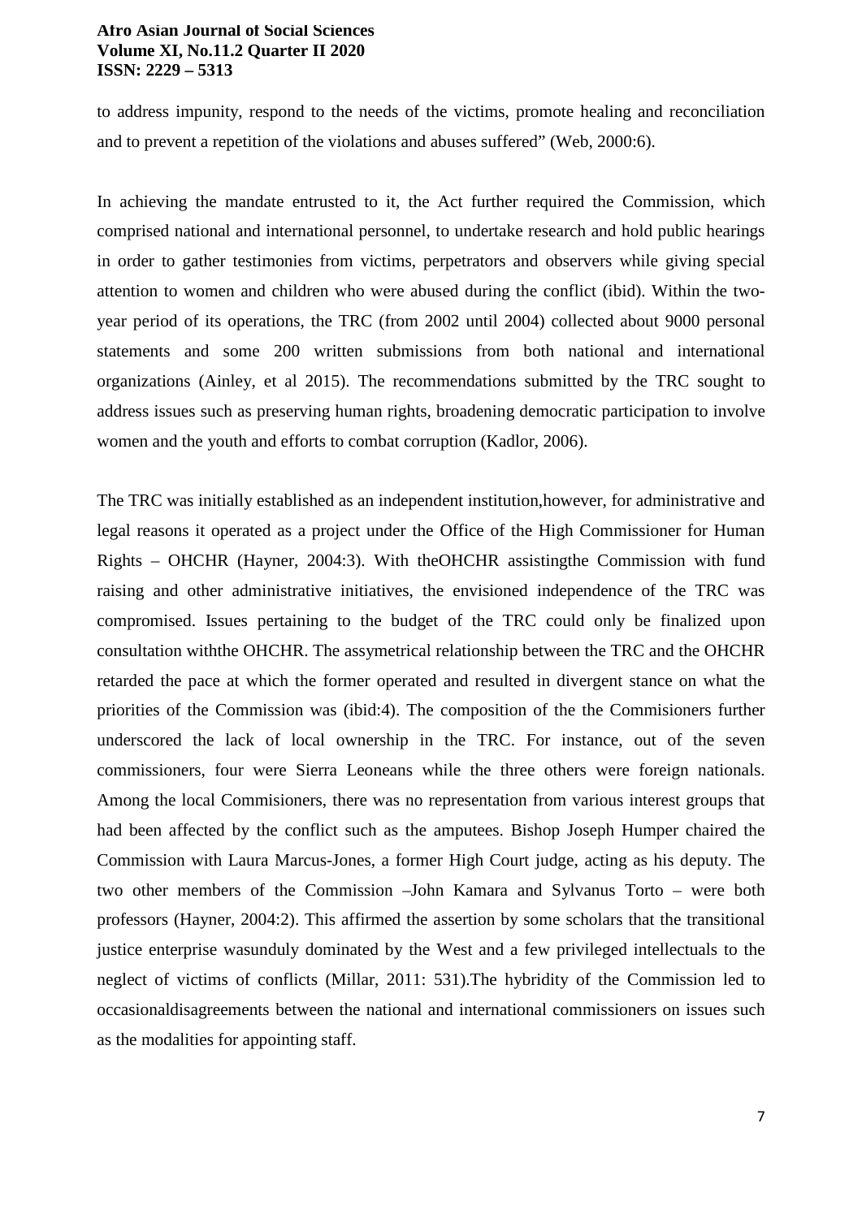to address impunity, respond to the needs of the victims, promote healing and reconciliation and to prevent a repetition of the violations and abuses suffered" (Web, 2000:6).

In achieving the mandate entrusted to it, the Act further required the Commission, which comprised national and international personnel, to undertake research and hold public hearings in order to gather testimonies from victims, perpetrators and observers while giving special attention to women and children who were abused during the conflict (ibid). Within the two-year period of its operations, the TRC (from 2002 until 2004) collected about 9000 personal statements and some 200 written submissions from both national and international organizations (Ainley, et al 2015). The recommendations submitted by the TRC sought to address issues such as preserving human rights, broadening democratic participation to involve women and the youth and efforts to combat corruption (Kadlor, 2006).

The TRC was initially established as an independent institution,however, for administrative and legal reasons it operated as a project under the Office of the High Commissioner for Human Rights – OHCHR (Hayner, 2004:3). With theOHCHR assistingthe Commission with fund raising and other administrative initiatives, the envisioned independence of the TRC was compromised. Issues pertaining to the budget of the TRC could only be finalized upon consultation withthe OHCHR. The assymetrical relationship between the TRC and the OHCHR retarded the pace at which the former operated and resulted in divergent stance on what the priorities of the Commission was (ibid:4). The composition of the the Commisioners further underscored the lack of local ownership in the TRC. For instance, out of the seven commissioners, four were Sierra Leoneans while the three others were foreign nationals. Among the local Commisioners, there was no representation from various interest groups that had been affected by the conflict such as the amputees. Bishop Joseph Humper chaired the Commission with Laura Marcus-Jones, a former High Court judge, acting as his deputy. The two other members of the Commission –John Kamara and Sylvanus Torto – were both professors (Hayner, 2004:2). This affirmed the assertion by some scholars that the transitional justice enterprise wasunduly dominated by the West and a few privileged intellectuals to the neglect of victims of conflicts (Millar, 2011: 531).The hybridity of the Commission led to occasionaldisagreements between the national and international commissioners on issues such as the modalities for appointing staff.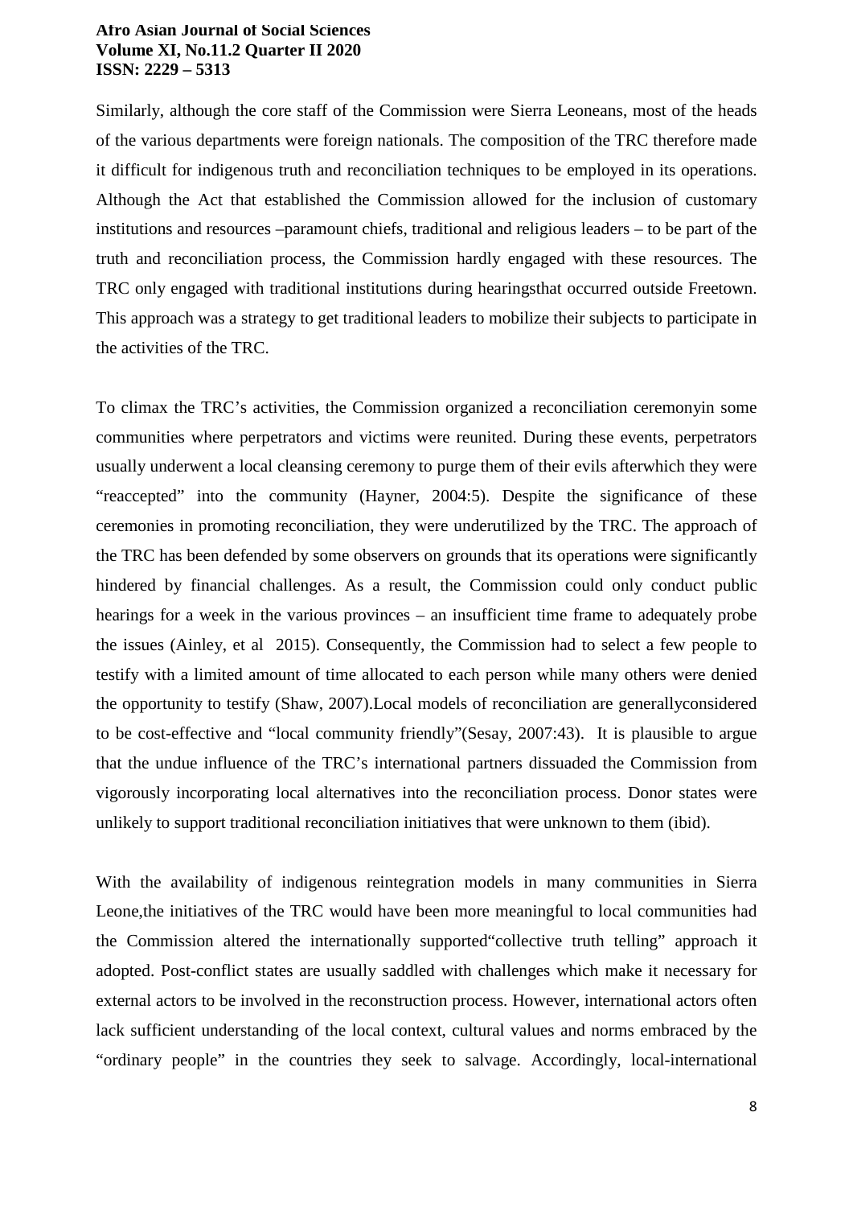Similarly, although the core staff of the Commission were Sierra Leoneans, most of the heads of the various departments were foreign nationals. The composition of the TRC therefore made it difficult for indigenous truth and reconciliation techniques to be employed in its operations. Although the Act that established the Commission allowed for the inclusion of customary institutions and resources –paramount chiefs, traditional and religious leaders – to be part of the truth and reconciliation process, the Commission hardly engaged with these resources. The TRC only engaged with traditional institutions during hearingsthat occurred outside Freetown. This approach was a strategy to get traditional leaders to mobilize their subjects to participate in the activities of the TRC.

To climax the TRC's activities, the Commission organized a reconciliation ceremonyin some communities where perpetrators and victims were reunited. During these events, perpetrators usually underwent a local cleansing ceremony to purge them of their evils afterwhich they were "reaccepted" into the community (Hayner, 2004:5). Despite the significance of these ceremonies in promoting reconciliation, they were underutilized by the TRC. The approach of the TRC has been defended by some observers on grounds that its operations were significantly hindered by financial challenges. As a result, the Commission could only conduct public hearings for a week in the various provinces – an insufficient time frame to adequately probe the issues (Ainley, et al 2015). Consequently, the Commission had to select a few people to testify with a limited amount of time allocated to each person while many others were denied the opportunity to testify (Shaw, 2007).Local models of reconciliation are generallyconsidered to be cost-effective and "local community friendly"(Sesay, 2007:43). It is plausible to argue that the undue influence of the TRC's international partners dissuaded the Commission from vigorously incorporating local alternatives into the reconciliation process. Donor states were unlikely to support traditional reconciliation initiatives that were unknown to them (ibid).

With the availability of indigenous reintegration models in many communities in Sierra Leone,the initiatives of the TRC would have been more meaningful to local communities had the Commission altered the internationally supported"collective truth telling" approach it adopted. Post-conflict states are usually saddled with challenges which make it necessary for external actors to be involved in the reconstruction process. However, international actors often lack sufficient understanding of the local context, cultural values and norms embraced by the "ordinary people" in the countries they seek to salvage. Accordingly, local-international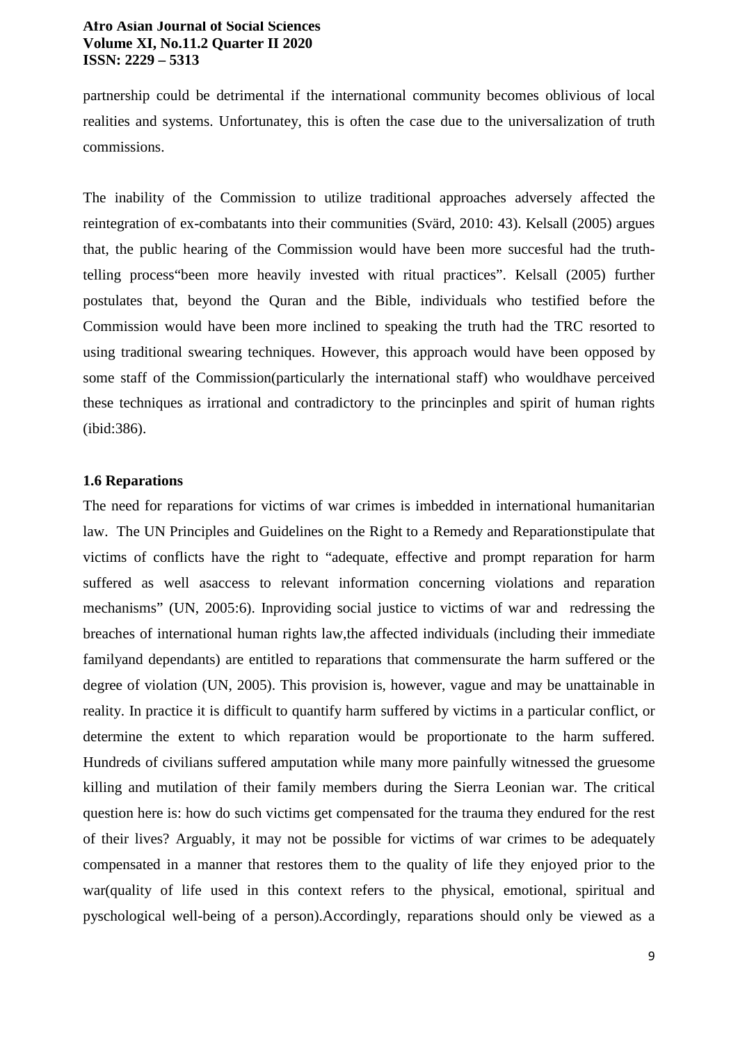partnership could be detrimental if the international community becomes oblivious of local realities and systems. Unfortunatey, this is often the case due to the universalization of truth commissions.

The inability of the Commission to utilize traditional approaches adversely affected the reintegration of ex-combatants into their communities (Svärd, 2010: 43). Kelsall (2005) argues that, the public hearing of the Commission would have been more succesful had the truth-telling process"been more heavily invested with ritual practices". Kelsall (2005) further postulates that, beyond the Quran and the Bible, individuals who testified before the Commission would have been more inclined to speaking the truth had the TRC resorted to using traditional swearing techniques. However, this approach would have been opposed by some staff of the Commission(particularly the international staff) who wouldhave perceived these techniques as irrational and contradictory to the princinples and spirit of human rights (ibid:386).

### 1.6 Reparations

The need for reparations for victims of war crimes is imbedded in international humanitarian law. The UN Principles and Guidelines on the Right to a Remedy and Reparationstipulate that victims of conflicts have the right to "adequate, effective and prompt reparation for harm suffered as well asaccess to relevant information concerning violations and reparation mechanisms" (UN, 2005:6). Inproviding social justice to victims of war and redressing the breaches of international human rights law,the affected individuals (including their immediate familyand dependants) are entitled to reparations that commensurate the harm suffered or the degree of violation (UN, 2005). This provision is, however, vague and may be unattainable in reality. In practice it is difficult to quantify harm suffered by victims in a particular conflict, or determine the extent to which reparation would be proportionate to the harm suffered. Hundreds of civilians suffered amputation while many more painfully witnessed the gruesome killing and mutilation of their family members during the Sierra Leonian war. The critical question here is: how do such victims get compensated for the trauma they endured for the rest of their lives? Arguably, it may not be possible for victims of war crimes to be adequately compensated in a manner that restores them to the quality of life they enjoyed prior to the war(quality of life used in this context refers to the physical, emotional, spiritual and pyschological well-being of a person).Accordingly, reparations should only be viewed as a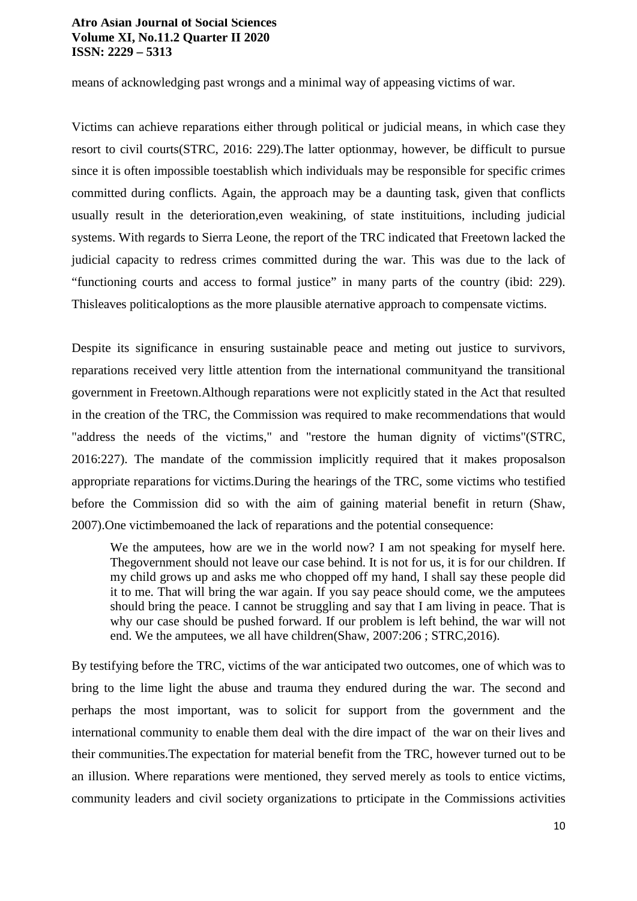means of acknowledging past wrongs and a minimal way of appeasing victims of war.

Victims can achieve reparations either through political or judicial means, in which case they resort to civil courts(STRC, 2016: 229).The latter optionmay, however, be difficult to pursue since it is often impossible toestablish which individuals may be responsible for specific crimes committed during conflicts. Again, the approach may be a daunting task, given that conflicts usually result in the deterioration,even weakining, of state instituitions, including judicial systems. With regards to Sierra Leone, the report of the TRC indicated that Freetown lacked the judicial capacity to redress crimes committed during the war. This was due to the lack of "functioning courts and access to formal justice" in many parts of the country (ibid: 229). Thisleaves politicaloptions as the more plausible aternative approach to compensate victims.

Despite its significance in ensuring sustainable peace and meting out justice to survivors, reparations received very little attention from the international communityand the transitional government in Freetown.Although reparations were not explicitly stated in the Act that resulted in the creation of the TRC, the Commission was required to make recommendations that would "address the needs of the victims," and "restore the human dignity of victims"(STRC, 2016:227). The mandate of the commission implicitly required that it makes proposalson appropriate reparations for victims.During the hearings of the TRC, some victims who testified before the Commission did so with the aim of gaining material benefit in return (Shaw, 2007).One victimbemoaned the lack of reparations and the potential consequence:

> We the amputees, how are we in the world now? I am not speaking for myself here. Thegovernment should not leave our case behind. It is not for us, it is for our children. If my child grows up and asks me who chopped off my hand, I shall say these people did it to me. That will bring the war again. If you say peace should come, we the amputees should bring the peace. I cannot be struggling and say that I am living in peace. That is why our case should be pushed forward. If our problem is left behind, the war will not end. We the amputees, we all have children(Shaw, 2007:206 ; STRC,2016).

By testifying before the TRC, victims of the war anticipated two outcomes, one of which was to bring to the lime light the abuse and trauma they endured during the war. The second and perhaps the most important, was to solicit for support from the government and the international community to enable them deal with the dire impact of the war on their lives and their communities.The expectation for material benefit from the TRC, however turned out to be an illusion. Where reparations were mentioned, they served merely as tools to entice victims, community leaders and civil society organizations to prticipate in the Commissions activities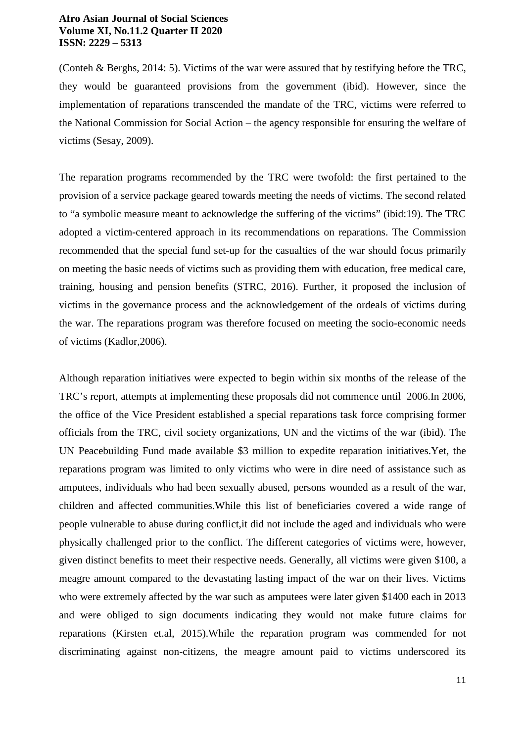(Conteh & Berghs, 2014: 5). Victims of the war were assured that by testifying before the TRC, they would be guaranteed provisions from the government (ibid). However, since the implementation of reparations transcended the mandate of the TRC, victims were referred to the National Commission for Social Action – the agency responsible for ensuring the welfare of victims (Sesay, 2009).

The reparation programs recommended by the TRC were twofold: the first pertained to the provision of a service package geared towards meeting the needs of victims. The second related to "a symbolic measure meant to acknowledge the suffering of the victims" (ibid:19). The TRC adopted a victim-centered approach in its recommendations on reparations. The Commission recommended that the special fund set-up for the casualties of the war should focus primarily on meeting the basic needs of victims such as providing them with education, free medical care, training, housing and pension benefits (STRC, 2016). Further, it proposed the inclusion of victims in the governance process and the acknowledgement of the ordeals of victims during the war. The reparations program was therefore focused on meeting the socio-economic needs of victims (Kadlor,2006).

Although reparation initiatives were expected to begin within six months of the release of the TRC's report, attempts at implementing these proposals did not commence until 2006.In 2006, the office of the Vice President established a special reparations task force comprising former officials from the TRC, civil society organizations, UN and the victims of the war (ibid). The UN Peacebuilding Fund made available $3 million to expedite reparation initiatives.Yet, the reparations program was limited to only victims who were in dire need of assistance such as amputees, individuals who had been sexually abused, persons wounded as a result of the war, children and affected communities.While this list of beneficiaries covered a wide range of people vulnerable to abuse during conflict,it did not include the aged and individuals who were physically challenged prior to the conflict. The different categories of victims were, however, given distinct benefits to meet their respective needs. Generally, all victims were given $100, a meagre amount compared to the devastating lasting impact of the war on their lives. Victims who were extremely affected by the war such as amputees were later given $1400 each in 2013 and were obliged to sign documents indicating they would not make future claims for reparations (Kirsten et.al, 2015).While the reparation program was commended for not discriminating against non-citizens, the meagre amount paid to victims underscored its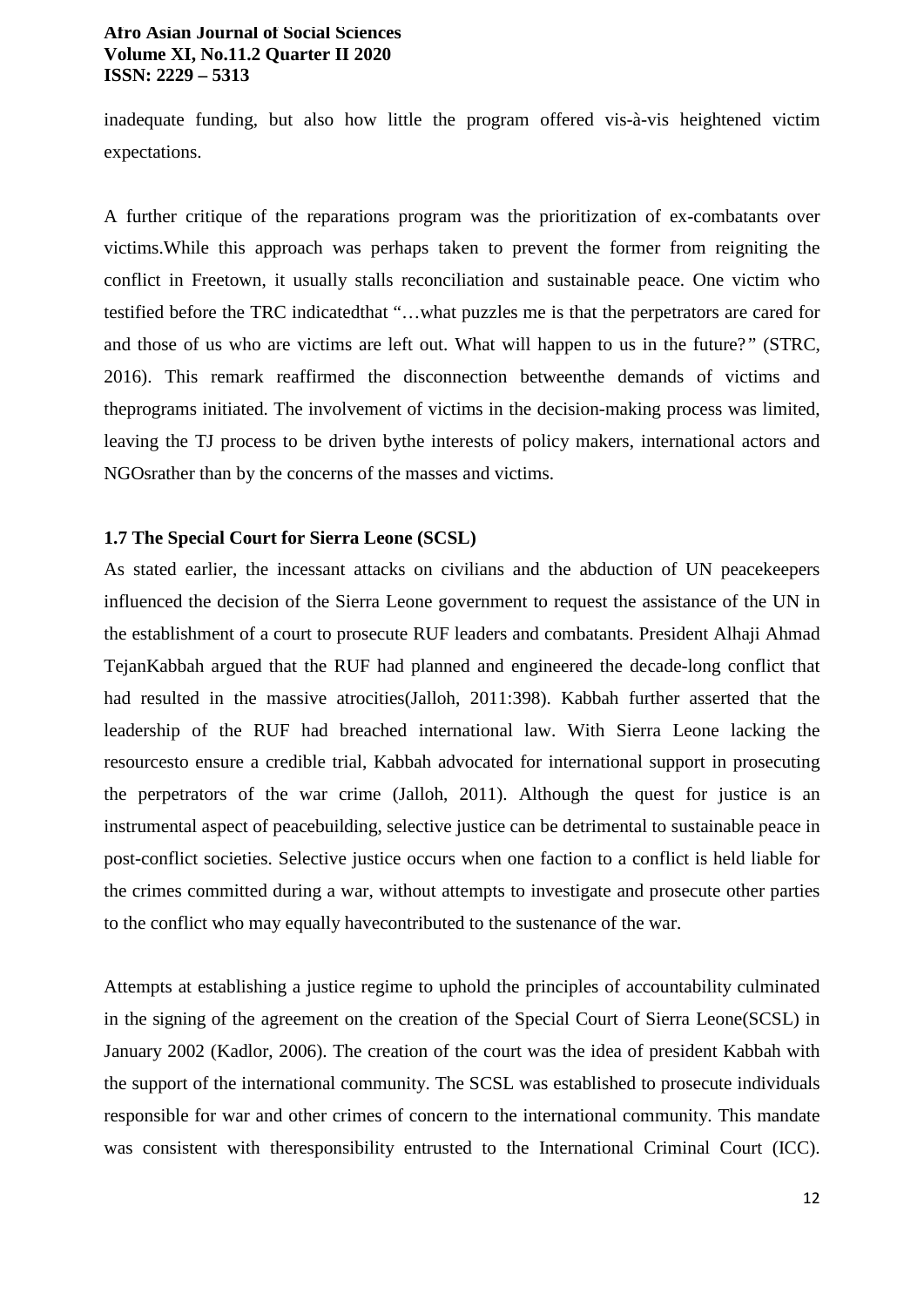inadequate funding, but also how little the program offered vis-à-vis heightened victim expectations.

A further critique of the reparations program was the prioritization of ex-combatants over victims.While this approach was perhaps taken to prevent the former from reigniting the conflict in Freetown, it usually stalls reconciliation and sustainable peace. One victim who testified before the TRC indicatedthat "…what puzzles me is that the perpetrators are cared for and those of us who are victims are left out. What will happen to us in the future?" (STRC, 2016). This remark reaffirmed the disconnection betweenthe demands of victims and theprograms initiated. The involvement of victims in the decision-making process was limited, leaving the TJ process to be driven bythe interests of policy makers, international actors and NGOsrather than by the concerns of the masses and victims.

### 1.7 The Special Court for Sierra Leone (SCSL)

As stated earlier, the incessant attacks on civilians and the abduction of UN peacekeepers influenced the decision of the Sierra Leone government to request the assistance of the UN in the establishment of a court to prosecute RUF leaders and combatants. President Alhaji Ahmad TejanKabbah argued that the RUF had planned and engineered the decade-long conflict that had resulted in the massive atrocities(Jalloh, 2011:398). Kabbah further asserted that the leadership of the RUF had breached international law. With Sierra Leone lacking the resourcesto ensure a credible trial, Kabbah advocated for international support in prosecuting the perpetrators of the war crime (Jalloh, 2011). Although the quest for justice is an instrumental aspect of peacebuilding, selective justice can be detrimental to sustainable peace in post-conflict societies. Selective justice occurs when one faction to a conflict is held liable for the crimes committed during a war, without attempts to investigate and prosecute other parties to the conflict who may equally havecontributed to the sustenance of the war.

Attempts at establishing a justice regime to uphold the principles of accountability culminated in the signing of the agreement on the creation of the Special Court of Sierra Leone(SCSL) in January 2002 (Kadlor, 2006). The creation of the court was the idea of president Kabbah with the support of the international community. The SCSL was established to prosecute individuals responsible for war and other crimes of concern to the international community. This mandate was consistent with theresponsibility entrusted to the International Criminal Court (ICC).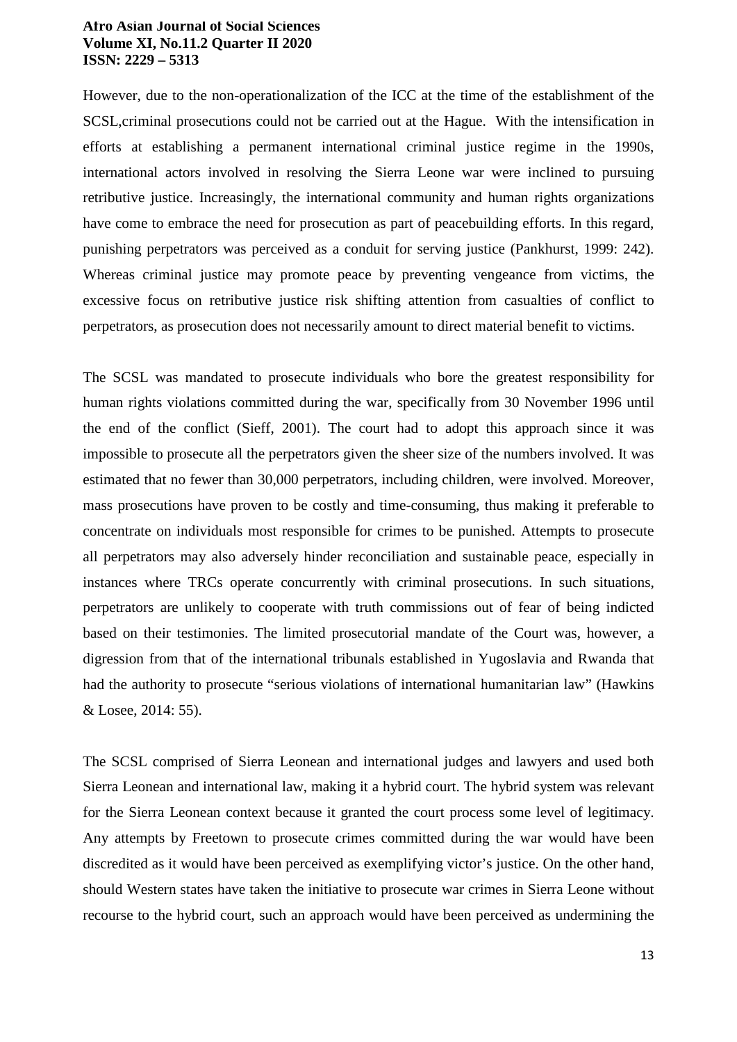However, due to the non-operationalization of the ICC at the time of the establishment of the SCSL,criminal prosecutions could not be carried out at the Hague. With the intensification in efforts at establishing a permanent international criminal justice regime in the 1990s, international actors involved in resolving the Sierra Leone war were inclined to pursuing retributive justice. Increasingly, the international community and human rights organizations have come to embrace the need for prosecution as part of peacebuilding efforts. In this regard, punishing perpetrators was perceived as a conduit for serving justice (Pankhurst, 1999: 242). Whereas criminal justice may promote peace by preventing vengeance from victims, the excessive focus on retributive justice risk shifting attention from casualties of conflict to perpetrators, as prosecution does not necessarily amount to direct material benefit to victims.

The SCSL was mandated to prosecute individuals who bore the greatest responsibility for human rights violations committed during the war, specifically from 30 November 1996 until the end of the conflict (Sieff, 2001). The court had to adopt this approach since it was impossible to prosecute all the perpetrators given the sheer size of the numbers involved. It was estimated that no fewer than 30,000 perpetrators, including children, were involved. Moreover, mass prosecutions have proven to be costly and time-consuming, thus making it preferable to concentrate on individuals most responsible for crimes to be punished. Attempts to prosecute all perpetrators may also adversely hinder reconciliation and sustainable peace, especially in instances where TRCs operate concurrently with criminal prosecutions. In such situations, perpetrators are unlikely to cooperate with truth commissions out of fear of being indicted based on their testimonies. The limited prosecutorial mandate of the Court was, however, a digression from that of the international tribunals established in Yugoslavia and Rwanda that had the authority to prosecute "serious violations of international humanitarian law" (Hawkins & Losee, 2014: 55).

The SCSL comprised of Sierra Leonean and international judges and lawyers and used both Sierra Leonean and international law, making it a hybrid court. The hybrid system was relevant for the Sierra Leonean context because it granted the court process some level of legitimacy. Any attempts by Freetown to prosecute crimes committed during the war would have been discredited as it would have been perceived as exemplifying victor's justice. On the other hand, should Western states have taken the initiative to prosecute war crimes in Sierra Leone without recourse to the hybrid court, such an approach would have been perceived as undermining the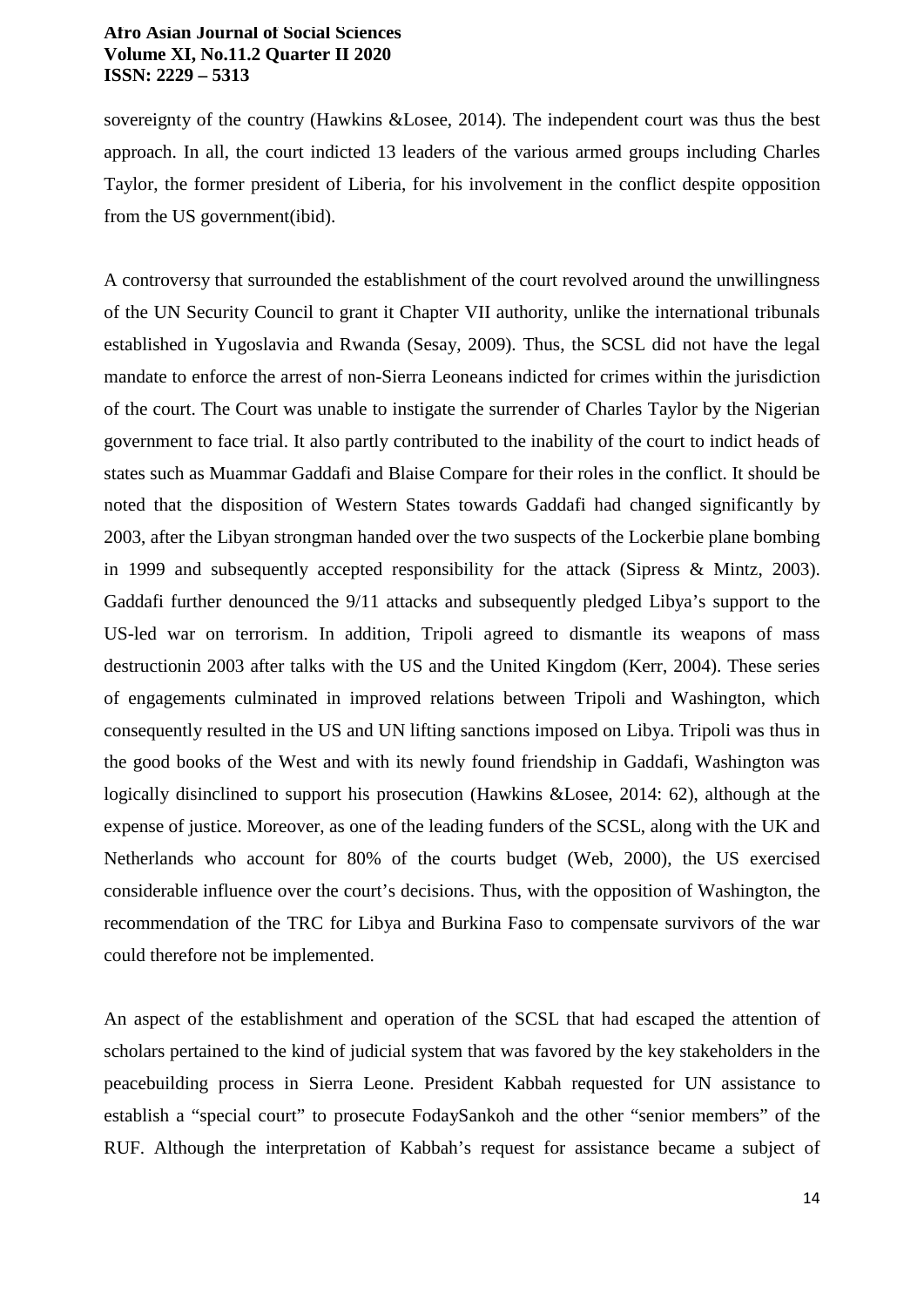sovereignty of the country (Hawkins &Losee, 2014). The independent court was thus the best approach. In all, the court indicted 13 leaders of the various armed groups including Charles Taylor, the former president of Liberia, for his involvement in the conflict despite opposition from the US government(ibid).

A controversy that surrounded the establishment of the court revolved around the unwillingness of the UN Security Council to grant it Chapter VII authority, unlike the international tribunals established in Yugoslavia and Rwanda (Sesay, 2009). Thus, the SCSL did not have the legal mandate to enforce the arrest of non-Sierra Leoneans indicted for crimes within the jurisdiction of the court. The Court was unable to instigate the surrender of Charles Taylor by the Nigerian government to face trial. It also partly contributed to the inability of the court to indict heads of states such as Muammar Gaddafi and Blaise Compare for their roles in the conflict. It should be noted that the disposition of Western States towards Gaddafi had changed significantly by 2003, after the Libyan strongman handed over the two suspects of the Lockerbie plane bombing in 1999 and subsequently accepted responsibility for the attack (Sipress & Mintz, 2003). Gaddafi further denounced the 9/11 attacks and subsequently pledged Libya's support to the US-led war on terrorism. In addition, Tripoli agreed to dismantle its weapons of mass destructionin 2003 after talks with the US and the United Kingdom (Kerr, 2004). These series of engagements culminated in improved relations between Tripoli and Washington, which consequently resulted in the US and UN lifting sanctions imposed on Libya. Tripoli was thus in the good books of the West and with its newly found friendship in Gaddafi, Washington was logically disinclined to support his prosecution (Hawkins &Losee, 2014: 62), although at the expense of justice. Moreover, as one of the leading funders of the SCSL, along with the UK and Netherlands who account for 80% of the courts budget (Web, 2000), the US exercised considerable influence over the court's decisions. Thus, with the opposition of Washington, the recommendation of the TRC for Libya and Burkina Faso to compensate survivors of the war could therefore not be implemented.

An aspect of the establishment and operation of the SCSL that had escaped the attention of scholars pertained to the kind of judicial system that was favored by the key stakeholders in the peacebuilding process in Sierra Leone. President Kabbah requested for UN assistance to establish a "special court" to prosecute FodaySankoh and the other "senior members" of the RUF. Although the interpretation of Kabbah's request for assistance became a subject of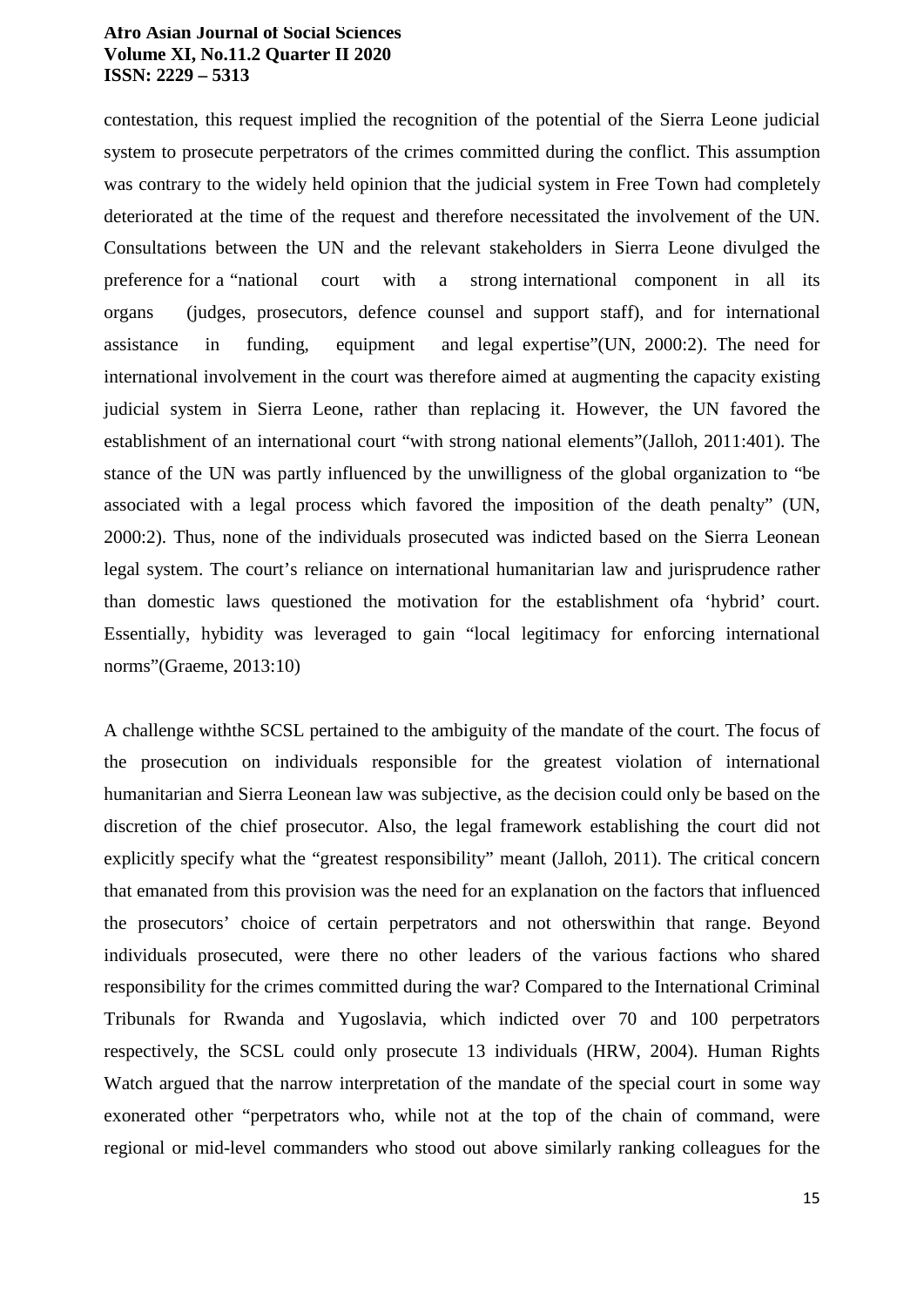contestation, this request implied the recognition of the potential of the Sierra Leone judicial system to prosecute perpetrators of the crimes committed during the conflict. This assumption was contrary to the widely held opinion that the judicial system in Free Town had completely deteriorated at the time of the request and therefore necessitated the involvement of the UN. Consultations between the UN and the relevant stakeholders in Sierra Leone divulged the preference for a "national court with a strong international component in all its organs (judges, prosecutors, defence counsel and support staff), and for international assistance in funding, equipment and legal expertise"(UN, 2000:2). The need for international involvement in the court was therefore aimed at augmenting the capacity existing judicial system in Sierra Leone, rather than replacing it. However, the UN favored the establishment of an international court "with strong national elements"(Jalloh, 2011:401). The stance of the UN was partly influenced by the unwillingness of the global organization to "be associated with a legal process which favored the imposition of the death penalty" (UN, 2000:2). Thus, none of the individuals prosecuted was indicted based on the Sierra Leonean legal system. The court's reliance on international humanitarian law and jurisprudence rather than domestic laws questioned the motivation for the establishment ofa 'hybrid' court. Essentially, hybidity was leveraged to gain "local legitimacy for enforcing international norms"(Graeme, 2013:10)

A challenge withthe SCSL pertained to the ambiguity of the mandate of the court. The focus of the prosecution on individuals responsible for the greatest violation of international humanitarian and Sierra Leonean law was subjective, as the decision could only be based on the discretion of the chief prosecutor. Also, the legal framework establishing the court did not explicitly specify what the "greatest responsibility" meant (Jalloh, 2011). The critical concern that emanated from this provision was the need for an explanation on the factors that influenced the prosecutors' choice of certain perpetrators and not otherswithin that range. Beyond individuals prosecuted, were there no other leaders of the various factions who shared responsibility for the crimes committed during the war? Compared to the International Criminal Tribunals for Rwanda and Yugoslavia, which indicted over 70 and 100 perpetrators respectively, the SCSL could only prosecute 13 individuals (HRW, 2004). Human Rights Watch argued that the narrow interpretation of the mandate of the special court in some way exonerated other "perpetrators who, while not at the top of the chain of command, were regional or mid-level commanders who stood out above similarly ranking colleagues for the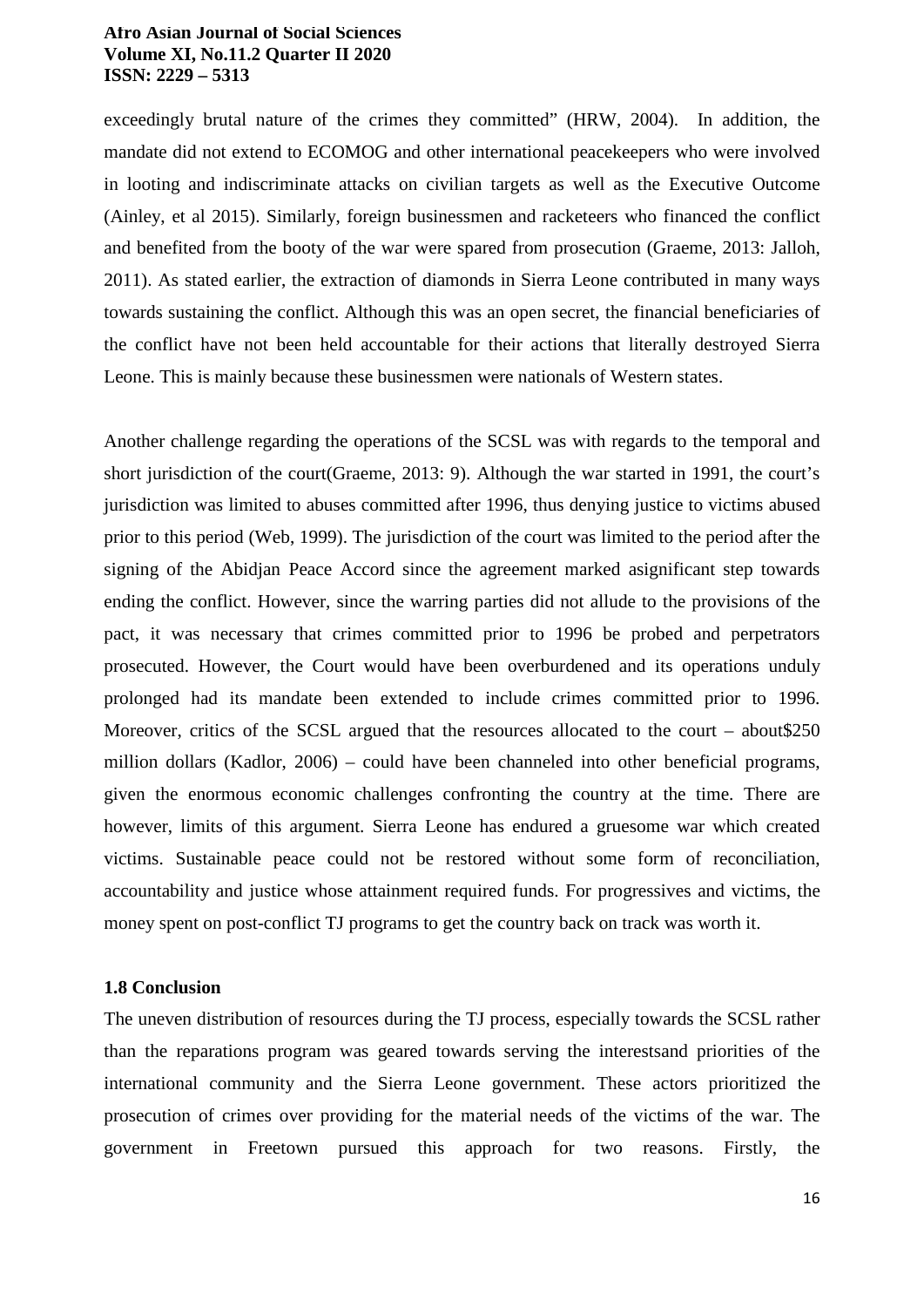exceedingly brutal nature of the crimes they committed" (HRW, 2004). In addition, the mandate did not extend to ECOMOG and other international peacekeepers who were involved in looting and indiscriminate attacks on civilian targets as well as the Executive Outcome (Ainley, et al 2015). Similarly, foreign businessmen and racketeers who financed the conflict and benefited from the booty of the war were spared from prosecution (Graeme, 2013: Jalloh, 2011). As stated earlier, the extraction of diamonds in Sierra Leone contributed in many ways towards sustaining the conflict. Although this was an open secret, the financial beneficiaries of the conflict have not been held accountable for their actions that literally destroyed Sierra Leone. This is mainly because these businessmen were nationals of Western states.

Another challenge regarding the operations of the SCSL was with regards to the temporal and short jurisdiction of the court(Graeme, 2013: 9). Although the war started in 1991, the court's jurisdiction was limited to abuses committed after 1996, thus denying justice to victims abused prior to this period (Web, 1999). The jurisdiction of the court was limited to the period after the signing of the Abidjan Peace Accord since the agreement marked asignificant step towards ending the conflict. However, since the warring parties did not allude to the provisions of the pact, it was necessary that crimes committed prior to 1996 be probed and perpetrators prosecuted. However, the Court would have been overburdened and its operations unduly prolonged had its mandate been extended to include crimes committed prior to 1996. Moreover, critics of the SCSL argued that the resources allocated to the court – about$250 million dollars (Kadlor, 2006) – could have been channeled into other beneficial programs, given the enormous economic challenges confronting the country at the time. There are however, limits of this argument. Sierra Leone has endured a gruesome war which created victims. Sustainable peace could not be restored without some form of reconciliation, accountability and justice whose attainment required funds. For progressives and victims, the money spent on post-conflict TJ programs to get the country back on track was worth it.

### 1.8 Conclusion

The uneven distribution of resources during the TJ process, especially towards the SCSL rather than the reparations program was geared towards serving the interestsand priorities of the international community and the Sierra Leone government. These actors prioritized the prosecution of crimes over providing for the material needs of the victims of the war. The government in Freetown pursued this approach for two reasons. Firstly, the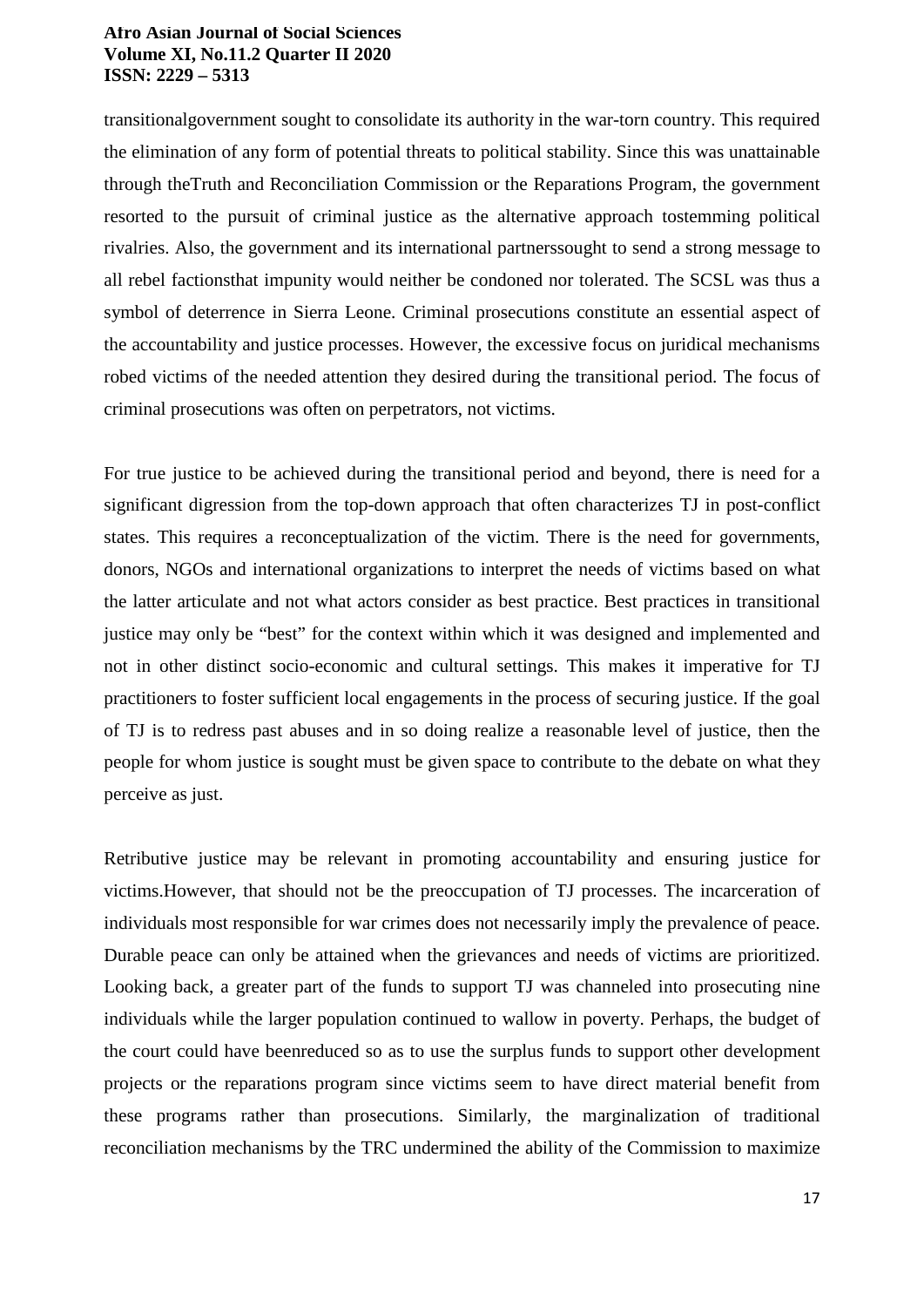transitionalgovernment sought to consolidate its authority in the war-torn country. This required the elimination of any form of potential threats to political stability. Since this was unattainable through theTruth and Reconciliation Commission or the Reparations Program, the government resorted to the pursuit of criminal justice as the alternative approach tostemming political rivalries. Also, the government and its international partnerssought to send a strong message to all rebel factionsthat impunity would neither be condoned nor tolerated. The SCSL was thus a symbol of deterrence in Sierra Leone. Criminal prosecutions constitute an essential aspect of the accountability and justice processes. However, the excessive focus on juridical mechanisms robed victims of the needed attention they desired during the transitional period. The focus of criminal prosecutions was often on perpetrators, not victims.

For true justice to be achieved during the transitional period and beyond, there is need for a significant digression from the top-down approach that often characterizes TJ in post-conflict states. This requires a reconceptualization of the victim. There is the need for governments, donors, NGOs and international organizations to interpret the needs of victims based on what the latter articulate and not what actors consider as best practice. Best practices in transitional justice may only be "best" for the context within which it was designed and implemented and not in other distinct socio-economic and cultural settings. This makes it imperative for TJ practitioners to foster sufficient local engagements in the process of securing justice. If the goal of TJ is to redress past abuses and in so doing realize a reasonable level of justice, then the people for whom justice is sought must be given space to contribute to the debate on what they perceive as just.

Retributive justice may be relevant in promoting accountability and ensuring justice for victims.However, that should not be the preoccupation of TJ processes. The incarceration of individuals most responsible for war crimes does not necessarily imply the prevalence of peace. Durable peace can only be attained when the grievances and needs of victims are prioritized. Looking back, a greater part of the funds to support TJ was channeled into prosecuting nine individuals while the larger population continued to wallow in poverty. Perhaps, the budget of the court could have beenreduced so as to use the surplus funds to support other development projects or the reparations program since victims seem to have direct material benefit from these programs rather than prosecutions. Similarly, the marginalization of traditional reconciliation mechanisms by the TRC undermined the ability of the Commission to maximize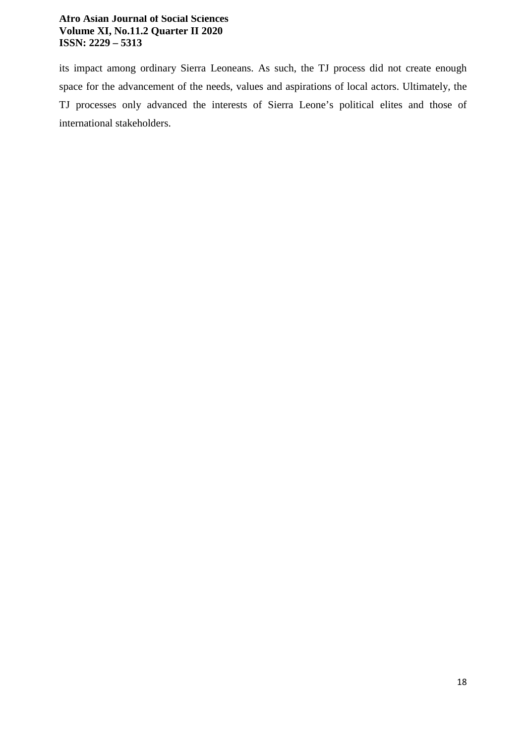its impact among ordinary Sierra Leoneans. As such, the TJ process did not create enough space for the advancement of the needs, values and aspirations of local actors. Ultimately, the TJ processes only advanced the interests of Sierra Leone's political elites and those of international stakeholders.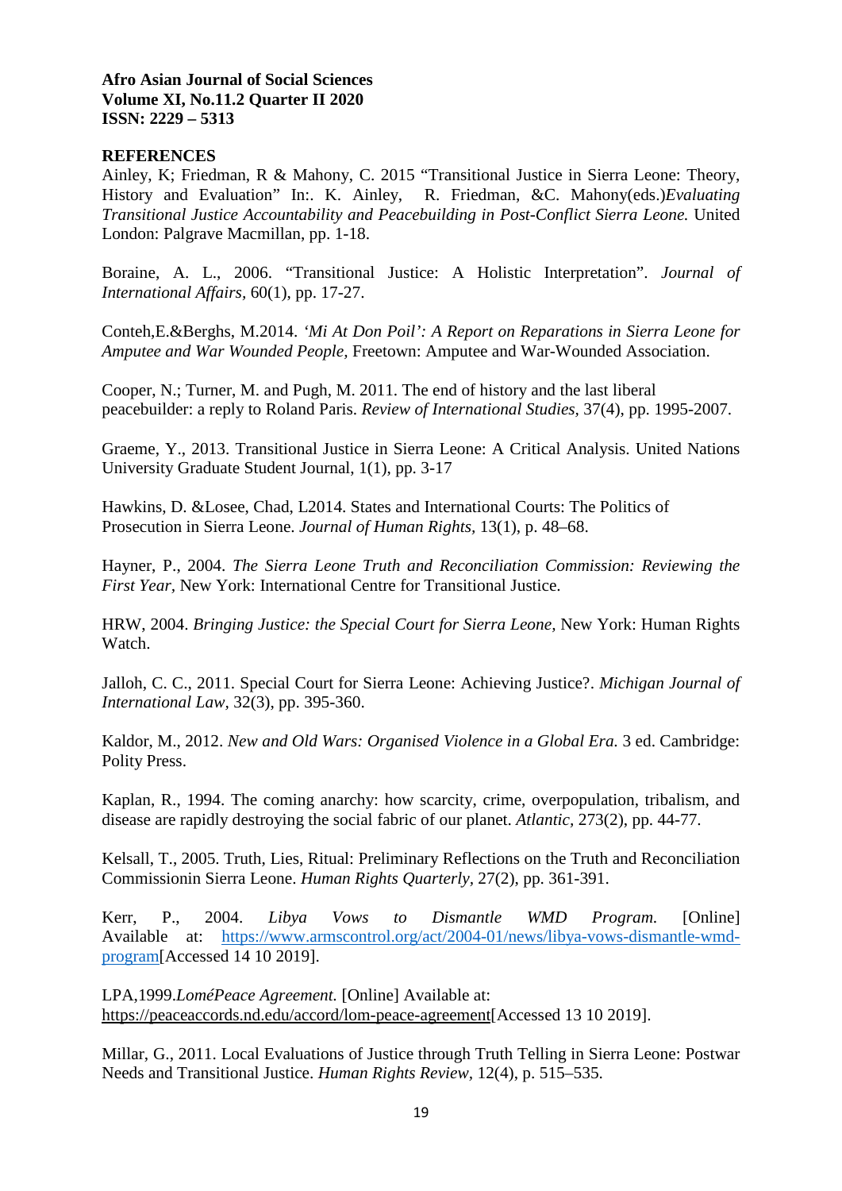## REFERENCES

Ainley, K; Friedman, R & Mahony, C. 2015 "Transitional Justice in Sierra Leone: Theory, History and Evaluation" In:. K. Ainley, R. Friedman, &C. Mahony(eds.)*Evaluating Transitional Justice Accountability and Peacebuilding in Post-Conflict Sierra Leone.* United London: Palgrave Macmillan, pp. 1-18.

Boraine, A. L., 2006. "Transitional Justice: A Holistic Interpretation". *Journal of International Affairs,* 60(1), pp. 17-27.

Conteh,E.&Berghs, M.2014. *'Mi At Don Poil': A Report on Reparations in Sierra Leone for Amputee and War Wounded People,* Freetown: Amputee and War-Wounded Association.

Cooper, N.; Turner, M. and Pugh, M. 2011. The end of history and the last liberal peacebuilder: a reply to Roland Paris. *Review of International Studies*, 37(4), pp. 1995-2007.

Graeme, Y., 2013. Transitional Justice in Sierra Leone: A Critical Analysis. United Nations University Graduate Student Journal, 1(1), pp. 3-17

Hawkins, D. &Losee, Chad, L2014. States and International Courts: The Politics of Prosecution in Sierra Leone. *Journal of Human Rights,* 13(1), p. 48–68.

Hayner, P., 2004. *The Sierra Leone Truth and Reconciliation Commission: Reviewing the First Year,* New York: International Centre for Transitional Justice.

HRW, 2004. *Bringing Justice: the Special Court for Sierra Leone,* New York: Human Rights Watch.

Jalloh, C. C., 2011. Special Court for Sierra Leone: Achieving Justice?. *Michigan Journal of International Law,* 32(3), pp. 395-360.

Kaldor, M., 2012. *New and Old Wars: Organised Violence in a Global Era.* 3 ed. Cambridge: Polity Press.

Kaplan, R., 1994. The coming anarchy: how scarcity, crime, overpopulation, tribalism, and disease are rapidly destroying the social fabric of our planet. *Atlantic,* 273(2), pp. 44-77.

Kelsall, T., 2005. Truth, Lies, Ritual: Preliminary Reflections on the Truth and Reconciliation Commissionin Sierra Leone. *Human Rights Quarterly,* 27(2), pp. 361-391.

Kerr, P., 2004. *Libya Vows to Dismantle WMD Program.* [Online] Available at: https://www.armscontrol.org/act/2004-01/news/libya-vows-dismantle-wmd-program[Accessed 14 10 2019].

LPA,1999.*LoméPeace Agreement.* [Online] Available at: https://peaceaccords.nd.edu/accord/lom-peace-agreement[Accessed 13 10 2019].

Millar, G., 2011. Local Evaluations of Justice through Truth Telling in Sierra Leone: Postwar Needs and Transitional Justice. *Human Rights Review,* 12(4), p. 515–535.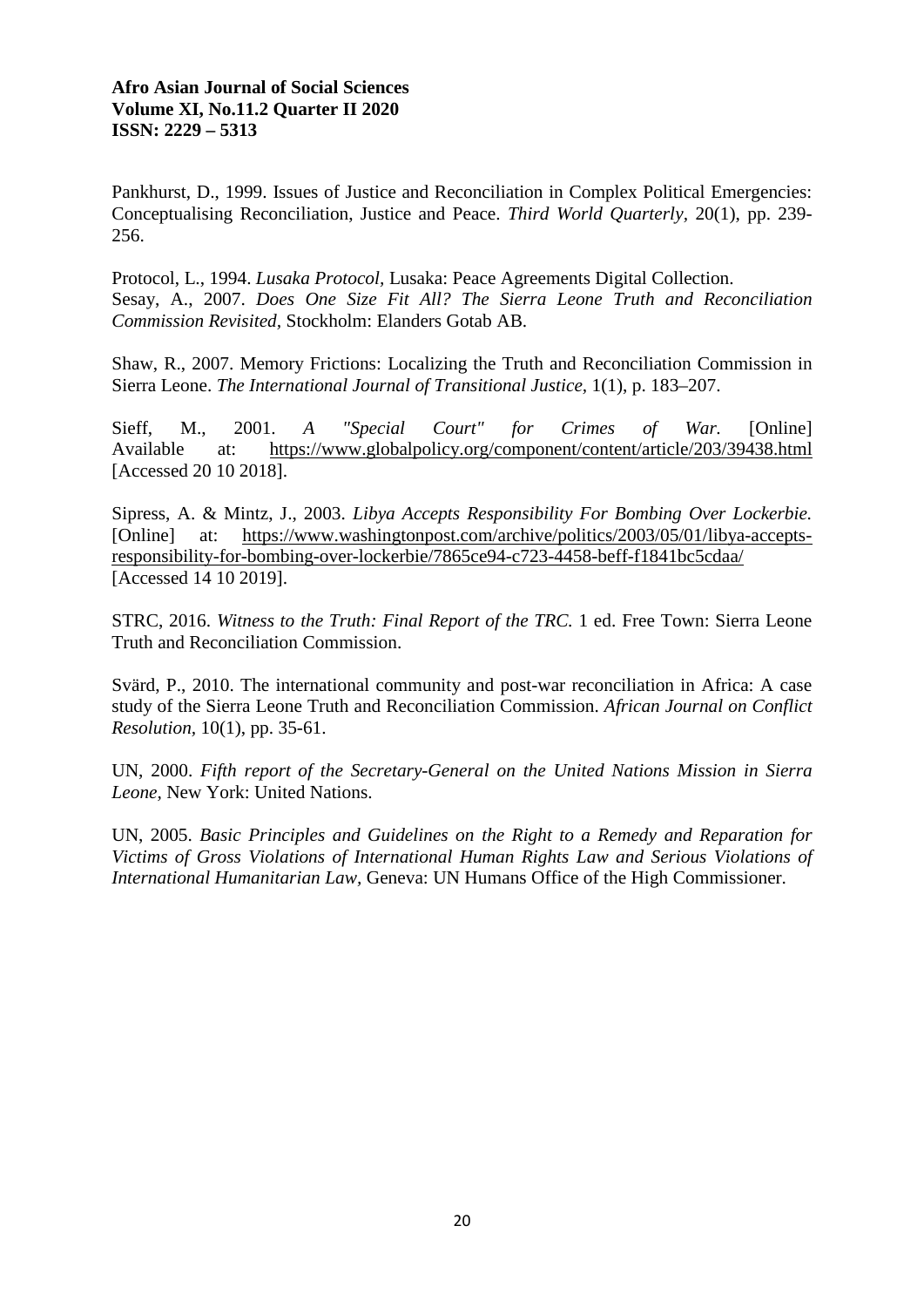Pankhurst, D., 1999. Issues of Justice and Reconciliation in Complex Political Emergencies: Conceptualising Reconciliation, Justice and Peace. *Third World Quarterly*, 20(1), pp. 239-256.

Protocol, L., 1994. *Lusaka Protocol*, Lusaka: Peace Agreements Digital Collection.
Sesay, A., 2007. *Does One Size Fit All? The Sierra Leone Truth and Reconciliation Commission Revisited*, Stockholm: Elanders Gotab AB.

Shaw, R., 2007. Memory Frictions: Localizing the Truth and Reconciliation Commission in Sierra Leone. *The International Journal of Transitional Justice*, 1(1), p. 183–207.

Sieff, M., 2001. *A "Special Court" for Crimes of War.* [Online] Available at: https://www.globalpolicy.org/component/content/article/203/39438.html [Accessed 20 10 2018].

Sipress, A. & Mintz, J., 2003. *Libya Accepts Responsibility For Bombing Over Lockerbie.* [Online] at: https://www.washingtonpost.com/archive/politics/2003/05/01/libya-accepts-responsibility-for-bombing-over-lockerbie/7865ce94-c723-4458-beff-f1841bc5cdaa/ [Accessed 14 10 2019].

STRC, 2016. *Witness to the Truth: Final Report of the TRC.* 1 ed. Free Town: Sierra Leone Truth and Reconciliation Commission.

Svärd, P., 2010. The international community and post-war reconciliation in Africa: A case study of the Sierra Leone Truth and Reconciliation Commission. *African Journal on Conflict Resolution*, 10(1), pp. 35-61.

UN, 2000. *Fifth report of the Secretary-General on the United Nations Mission in Sierra Leone*, New York: United Nations.

UN, 2005. *Basic Principles and Guidelines on the Right to a Remedy and Reparation for Victims of Gross Violations of International Human Rights Law and Serious Violations of International Humanitarian Law*, Geneva: UN Humans Office of the High Commissioner.